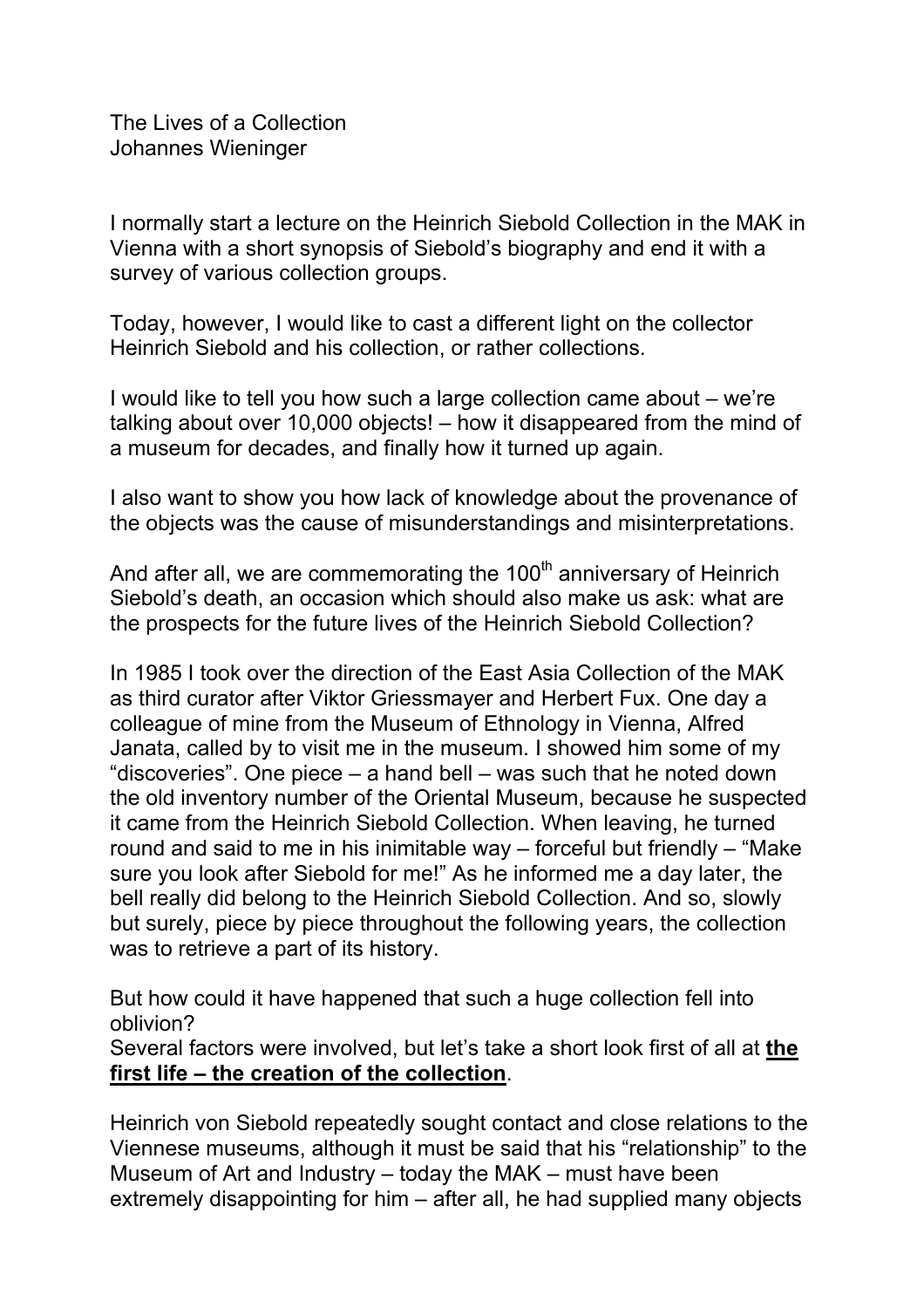# The Lives of a Collection

Johannes Wieninger

I normally start a lecture on the Heinrich Siebold Collection in the MAK in Vienna with a short synopsis of Siebold's biography and end it with a survey of various collection groups.

Today, however, I would like to cast a different light on the collector Heinrich Siebold and his collection, or rather collections.

I would like to tell you how such a large collection came about – we're talking about over 10,000 objects! – how it disappeared from the mind of a museum for decades, and finally how it turned up again.

I also want to show you how lack of knowledge about the provenance of the objects was the cause of misunderstandings and misinterpretations.

And after all, we are commemorating the 100th anniversary of Heinrich Siebold's death, an occasion which should also make us ask: what are the prospects for the future lives of the Heinrich Siebold Collection?

In 1985 I took over the direction of the East Asia Collection of the MAK as third curator after Viktor Griessmayer and Herbert Fux. One day a colleague of mine from the Museum of Ethnology in Vienna, Alfred Janata, called by to visit me in the museum. I showed him some of my "discoveries". One piece – a hand bell – was such that he noted down the old inventory number of the Oriental Museum, because he suspected it came from the Heinrich Siebold Collection. When leaving, he turned round and said to me in his inimitable way – forceful but friendly – "Make sure you look after Siebold for me!" As he informed me a day later, the bell really did belong to the Heinrich Siebold Collection. And so, slowly but surely, piece by piece throughout the following years, the collection was to retrieve a part of its history.

But how could it have happened that such a huge collection fell into oblivion?

Several factors were involved, but let's take a short look first of all at **the first life – the creation of the collection**.

Heinrich von Siebold repeatedly sought contact and close relations to the Viennese museums, although it must be said that his "relationship" to the Museum of Art and Industry – today the MAK – must have been extremely disappointing for him – after all, he had supplied many objects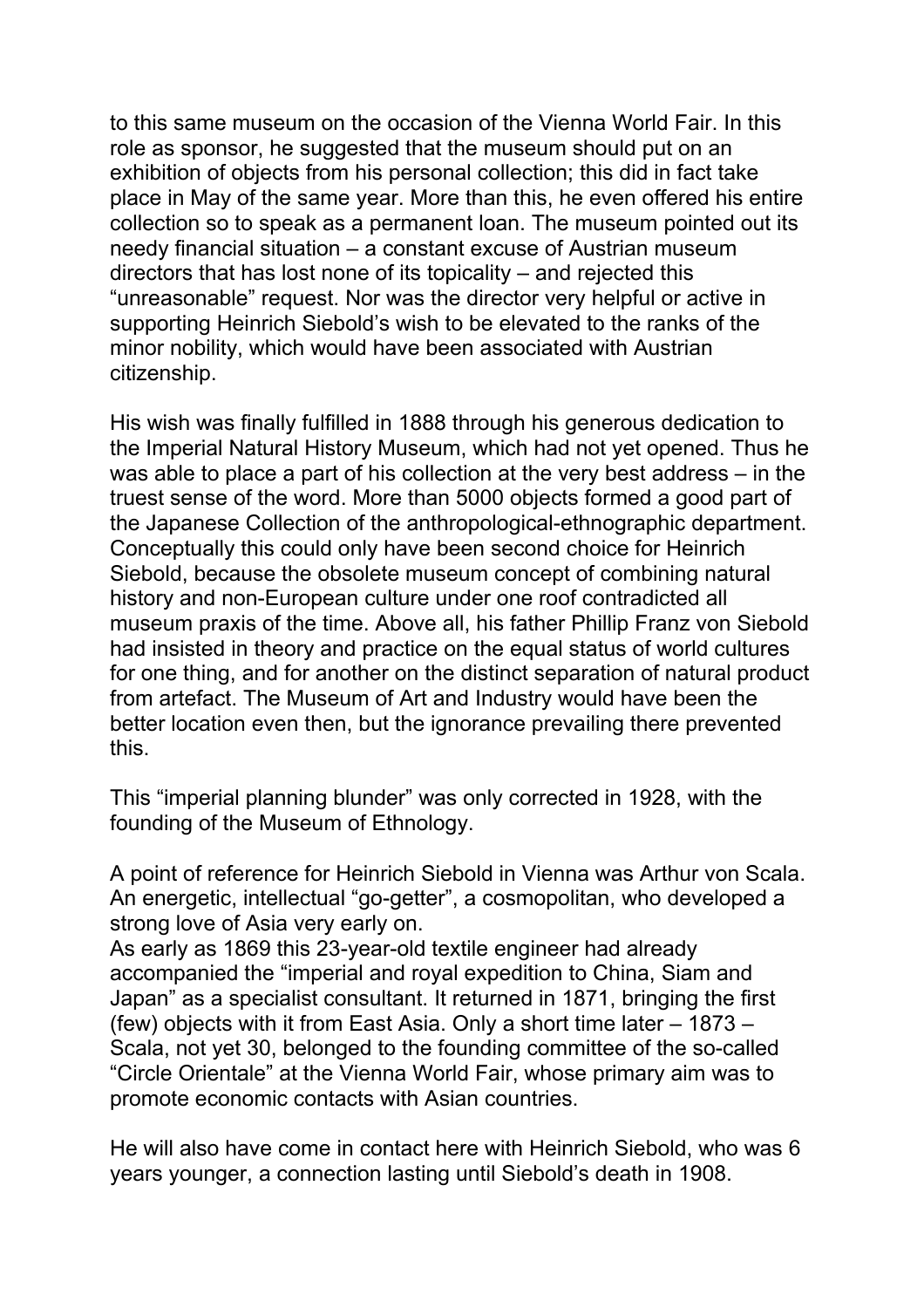to this same museum on the occasion of the Vienna World Fair. In this role as sponsor, he suggested that the museum should put on an exhibition of objects from his personal collection; this did in fact take place in May of the same year. More than this, he even offered his entire collection so to speak as a permanent loan. The museum pointed out its needy financial situation – a constant excuse of Austrian museum directors that has lost none of its topicality – and rejected this "unreasonable" request. Nor was the director very helpful or active in supporting Heinrich Siebold's wish to be elevated to the ranks of the minor nobility, which would have been associated with Austrian citizenship.

His wish was finally fulfilled in 1888 through his generous dedication to the Imperial Natural History Museum, which had not yet opened. Thus he was able to place a part of his collection at the very best address – in the truest sense of the word. More than 5000 objects formed a good part of the Japanese Collection of the anthropological-ethnographic department. Conceptually this could only have been second choice for Heinrich Siebold, because the obsolete museum concept of combining natural history and non-European culture under one roof contradicted all museum praxis of the time. Above all, his father Phillip Franz von Siebold had insisted in theory and practice on the equal status of world cultures for one thing, and for another on the distinct separation of natural product from artefact. The Museum of Art and Industry would have been the better location even then, but the ignorance prevailing there prevented this.

This "imperial planning blunder" was only corrected in 1928, with the founding of the Museum of Ethnology.

A point of reference for Heinrich Siebold in Vienna was Arthur von Scala. An energetic, intellectual "go-getter", a cosmopolitan, who developed a strong love of Asia very early on.
As early as 1869 this 23-year-old textile engineer had already accompanied the "imperial and royal expedition to China, Siam and Japan" as a specialist consultant. It returned in 1871, bringing the first (few) objects with it from East Asia. Only a short time later – 1873 – Scala, not yet 30, belonged to the founding committee of the so-called "Circle Orientale" at the Vienna World Fair, whose primary aim was to promote economic contacts with Asian countries.

He will also have come in contact here with Heinrich Siebold, who was 6 years younger, a connection lasting until Siebold's death in 1908.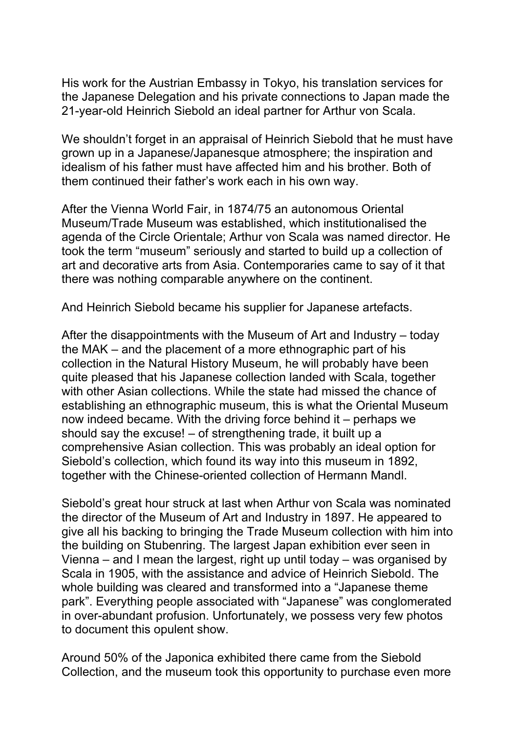His work for the Austrian Embassy in Tokyo, his translation services for the Japanese Delegation and his private connections to Japan made the 21-year-old Heinrich Siebold an ideal partner for Arthur von Scala.

We shouldn't forget in an appraisal of Heinrich Siebold that he must have grown up in a Japanese/Japanesque atmosphere; the inspiration and idealism of his father must have affected him and his brother. Both of them continued their father's work each in his own way.

After the Vienna World Fair, in 1874/75 an autonomous Oriental Museum/Trade Museum was established, which institutionalised the agenda of the Circle Orientale; Arthur von Scala was named director. He took the term "museum" seriously and started to build up a collection of art and decorative arts from Asia. Contemporaries came to say of it that there was nothing comparable anywhere on the continent.

And Heinrich Siebold became his supplier for Japanese artefacts.

After the disappointments with the Museum of Art and Industry – today the MAK – and the placement of a more ethnographic part of his collection in the Natural History Museum, he will probably have been quite pleased that his Japanese collection landed with Scala, together with other Asian collections. While the state had missed the chance of establishing an ethnographic museum, this is what the Oriental Museum now indeed became. With the driving force behind it – perhaps we should say the excuse! – of strengthening trade, it built up a comprehensive Asian collection. This was probably an ideal option for Siebold's collection, which found its way into this museum in 1892, together with the Chinese-oriented collection of Hermann Mandl.

Siebold's great hour struck at last when Arthur von Scala was nominated the director of the Museum of Art and Industry in 1897. He appeared to give all his backing to bringing the Trade Museum collection with him into the building on Stubenring. The largest Japan exhibition ever seen in Vienna – and I mean the largest, right up until today – was organised by Scala in 1905, with the assistance and advice of Heinrich Siebold. The whole building was cleared and transformed into a "Japanese theme park". Everything people associated with "Japanese" was conglomerated in over-abundant profusion. Unfortunately, we possess very few photos to document this opulent show.

Around 50% of the Japonica exhibited there came from the Siebold Collection, and the museum took this opportunity to purchase even more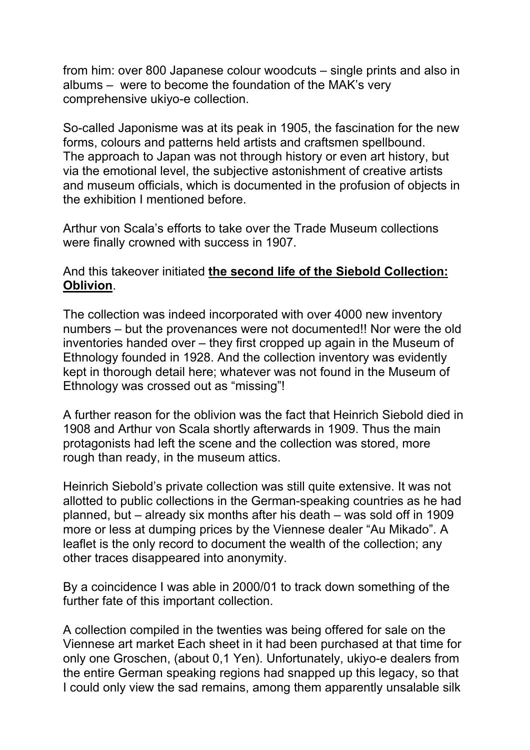from him: over 800 Japanese colour woodcuts – single prints and also in albums – were to become the foundation of the MAK's very comprehensive ukiyo-e collection.

So-called Japonisme was at its peak in 1905, the fascination for the new forms, colours and patterns held artists and craftsmen spellbound. The approach to Japan was not through history or even art history, but via the emotional level, the subjective astonishment of creative artists and museum officials, which is documented in the profusion of objects in the exhibition I mentioned before.

Arthur von Scala's efforts to take over the Trade Museum collections were finally crowned with success in 1907.

And this takeover initiated **the second life of the Siebold Collection: Oblivion**.

The collection was indeed incorporated with over 4000 new inventory numbers – but the provenances were not documented!! Nor were the old inventories handed over – they first cropped up again in the Museum of Ethnology founded in 1928. And the collection inventory was evidently kept in thorough detail here; whatever was not found in the Museum of Ethnology was crossed out as "missing"!

A further reason for the oblivion was the fact that Heinrich Siebold died in 1908 and Arthur von Scala shortly afterwards in 1909. Thus the main protagonists had left the scene and the collection was stored, more rough than ready, in the museum attics.

Heinrich Siebold's private collection was still quite extensive. It was not allotted to public collections in the German-speaking countries as he had planned, but – already six months after his death – was sold off in 1909 more or less at dumping prices by the Viennese dealer "Au Mikado". A leaflet is the only record to document the wealth of the collection; any other traces disappeared into anonymity.

By a coincidence I was able in 2000/01 to track down something of the further fate of this important collection.

A collection compiled in the twenties was being offered for sale on the Viennese art market Each sheet in it had been purchased at that time for only one Groschen, (about 0,1 Yen). Unfortunately, ukiyo-e dealers from the entire German speaking regions had snapped up this legacy, so that I could only view the sad remains, among them apparently unsalable silk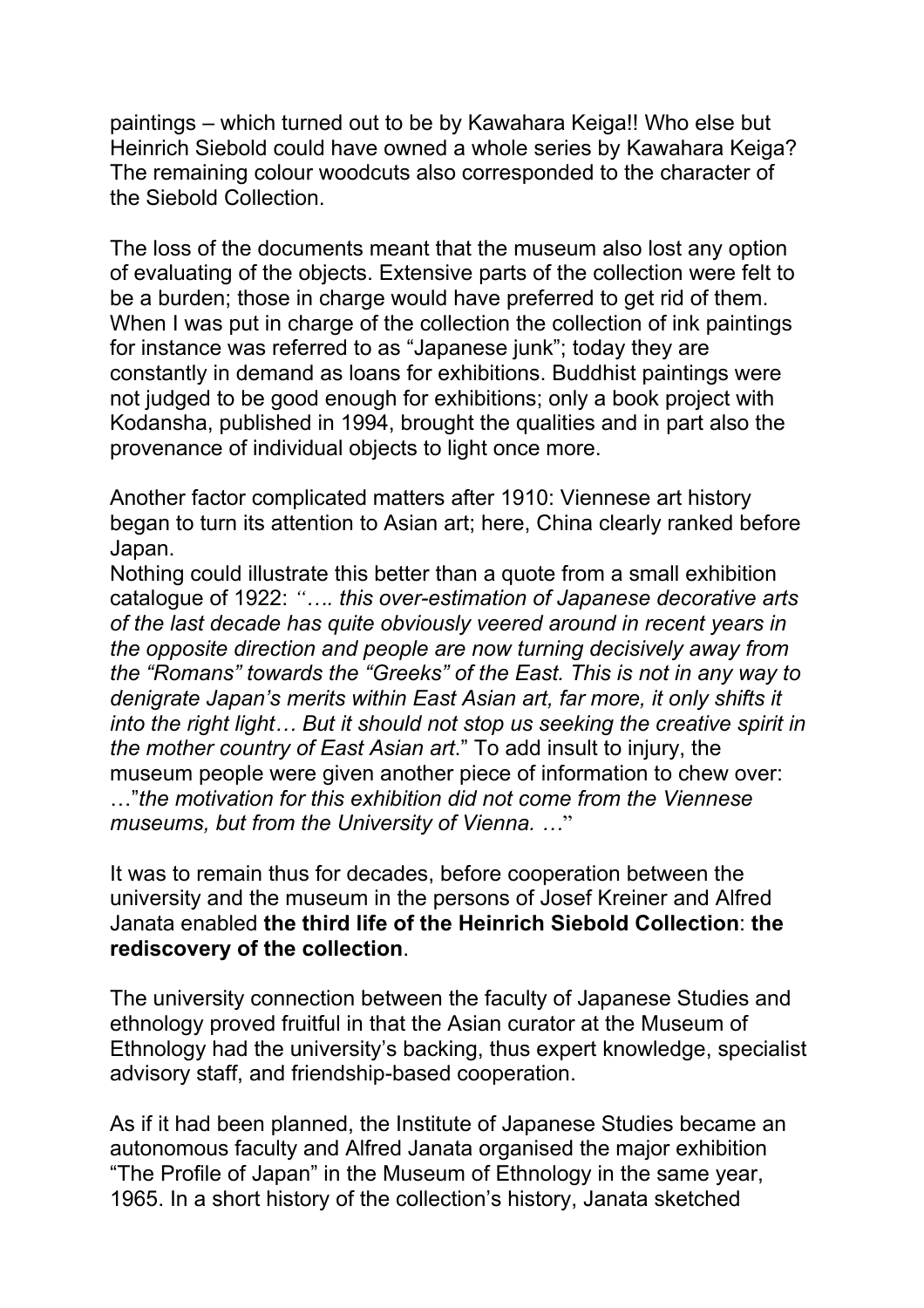paintings – which turned out to be by Kawahara Keiga!! Who else but Heinrich Siebold could have owned a whole series by Kawahara Keiga? The remaining colour woodcuts also corresponded to the character of the Siebold Collection.

The loss of the documents meant that the museum also lost any option of evaluating of the objects. Extensive parts of the collection were felt to be a burden; those in charge would have preferred to get rid of them. When I was put in charge of the collection the collection of ink paintings for instance was referred to as "Japanese junk"; today they are constantly in demand as loans for exhibitions. Buddhist paintings were not judged to be good enough for exhibitions; only a book project with Kodansha, published in 1994, brought the qualities and in part also the provenance of individual objects to light once more.

Another factor complicated matters after 1910: Viennese art history began to turn its attention to Asian art; here, China clearly ranked before Japan.
Nothing could illustrate this better than a quote from a small exhibition catalogue of 1922: *"…. this over-estimation of Japanese decorative arts of the last decade has quite obviously veered around in recent years in the opposite direction and people are now turning decisively away from the "Romans" towards the "Greeks" of the East. This is not in any way to denigrate Japan's merits within East Asian art, far more, it only shifts it into the right light… But it should not stop us seeking the creative spirit in the mother country of East Asian art*." To add insult to injury, the museum people were given another piece of information to chew over: …"*the motivation for this exhibition did not come from the Viennese museums, but from the University of Vienna. …*"

It was to remain thus for decades, before cooperation between the university and the museum in the persons of Josef Kreiner and Alfred Janata enabled **the third life of the Heinrich Siebold Collection**: **the rediscovery of the collection**.

The university connection between the faculty of Japanese Studies and ethnology proved fruitful in that the Asian curator at the Museum of Ethnology had the university's backing, thus expert knowledge, specialist advisory staff, and friendship-based cooperation.

As if it had been planned, the Institute of Japanese Studies became an autonomous faculty and Alfred Janata organised the major exhibition "The Profile of Japan" in the Museum of Ethnology in the same year, 1965. In a short history of the collection's history, Janata sketched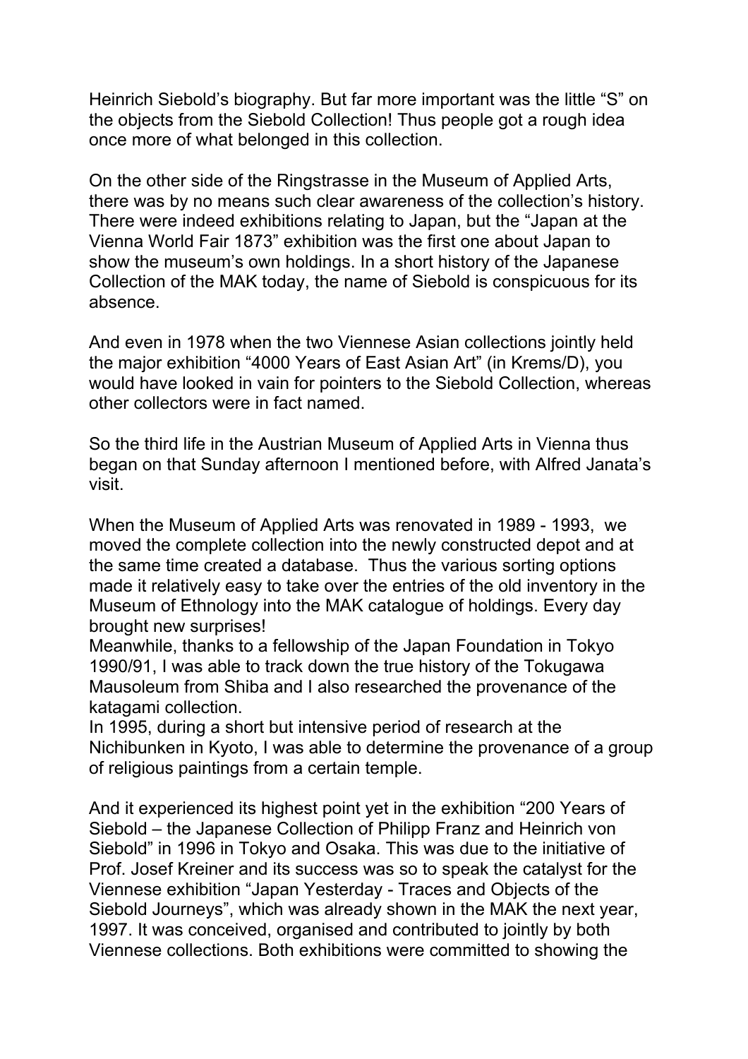Heinrich Siebold's biography. But far more important was the little "S" on the objects from the Siebold Collection! Thus people got a rough idea once more of what belonged in this collection.

On the other side of the Ringstrasse in the Museum of Applied Arts, there was by no means such clear awareness of the collection's history. There were indeed exhibitions relating to Japan, but the "Japan at the Vienna World Fair 1873" exhibition was the first one about Japan to show the museum's own holdings. In a short history of the Japanese Collection of the MAK today, the name of Siebold is conspicuous for its absence.

And even in 1978 when the two Viennese Asian collections jointly held the major exhibition "4000 Years of East Asian Art" (in Krems/D), you would have looked in vain for pointers to the Siebold Collection, whereas other collectors were in fact named.

So the third life in the Austrian Museum of Applied Arts in Vienna thus began on that Sunday afternoon I mentioned before, with Alfred Janata's visit.

When the Museum of Applied Arts was renovated in 1989 - 1993, we moved the complete collection into the newly constructed depot and at the same time created a database. Thus the various sorting options made it relatively easy to take over the entries of the old inventory in the Museum of Ethnology into the MAK catalogue of holdings. Every day brought new surprises!
Meanwhile, thanks to a fellowship of the Japan Foundation in Tokyo 1990/91, I was able to track down the true history of the Tokugawa Mausoleum from Shiba and I also researched the provenance of the katagami collection.
In 1995, during a short but intensive period of research at the Nichibunken in Kyoto, I was able to determine the provenance of a group of religious paintings from a certain temple.

And it experienced its highest point yet in the exhibition "200 Years of Siebold – the Japanese Collection of Philipp Franz and Heinrich von Siebold" in 1996 in Tokyo and Osaka. This was due to the initiative of Prof. Josef Kreiner and its success was so to speak the catalyst for the Viennese exhibition "Japan Yesterday - Traces and Objects of the Siebold Journeys", which was already shown in the MAK the next year, 1997. It was conceived, organised and contributed to jointly by both Viennese collections. Both exhibitions were committed to showing the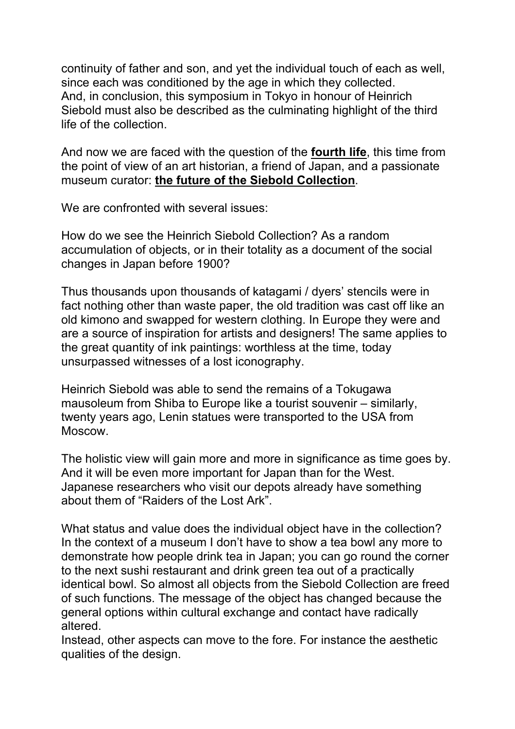continuity of father and son, and yet the individual touch of each as well, since each was conditioned by the age in which they collected.
And, in conclusion, this symposium in Tokyo in honour of Heinrich Siebold must also be described as the culminating highlight of the third life of the collection.

And now we are faced with the question of the **fourth life**, this time from the point of view of an art historian, a friend of Japan, and a passionate museum curator: **the future of the Siebold Collection**.

We are confronted with several issues:

How do we see the Heinrich Siebold Collection? As a random accumulation of objects, or in their totality as a document of the social changes in Japan before 1900?

Thus thousands upon thousands of katagami / dyers' stencils were in fact nothing other than waste paper, the old tradition was cast off like an old kimono and swapped for western clothing. In Europe they were and are a source of inspiration for artists and designers! The same applies to the great quantity of ink paintings: worthless at the time, today unsurpassed witnesses of a lost iconography.

Heinrich Siebold was able to send the remains of a Tokugawa mausoleum from Shiba to Europe like a tourist souvenir – similarly, twenty years ago, Lenin statues were transported to the USA from Moscow.

The holistic view will gain more and more in significance as time goes by. And it will be even more important for Japan than for the West. Japanese researchers who visit our depots already have something about them of "Raiders of the Lost Ark".

What status and value does the individual object have in the collection? In the context of a museum I don't have to show a tea bowl any more to demonstrate how people drink tea in Japan; you can go round the corner to the next sushi restaurant and drink green tea out of a practically identical bowl. So almost all objects from the Siebold Collection are freed of such functions. The message of the object has changed because the general options within cultural exchange and contact have radically altered.
Instead, other aspects can move to the fore. For instance the aesthetic qualities of the design.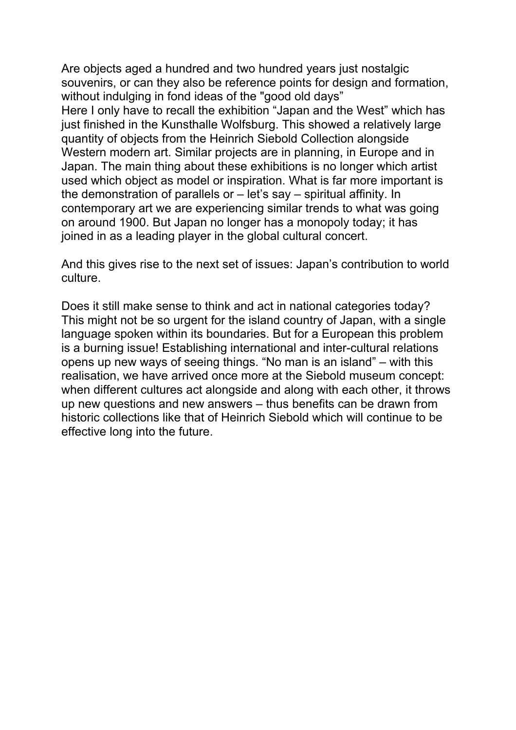Are objects aged a hundred and two hundred years just nostalgic souvenirs, or can they also be reference points for design and formation, without indulging in fond ideas of the "good old days"
Here I only have to recall the exhibition “Japan and the West” which has just finished in the Kunsthalle Wolfsburg. This showed a relatively large quantity of objects from the Heinrich Siebold Collection alongside Western modern art. Similar projects are in planning, in Europe and in Japan. The main thing about these exhibitions is no longer which artist used which object as model or inspiration. What is far more important is the demonstration of parallels or – let’s say – spiritual affinity. In contemporary art we are experiencing similar trends to what was going on around 1900. But Japan no longer has a monopoly today; it has joined in as a leading player in the global cultural concert.

And this gives rise to the next set of issues: Japan’s contribution to world culture.

Does it still make sense to think and act in national categories today? This might not be so urgent for the island country of Japan, with a single language spoken within its boundaries. But for a European this problem is a burning issue! Establishing international and inter-cultural relations opens up new ways of seeing things. “No man is an island” – with this realisation, we have arrived once more at the Siebold museum concept: when different cultures act alongside and along with each other, it throws up new questions and new answers – thus benefits can be drawn from historic collections like that of Heinrich Siebold which will continue to be effective long into the future.